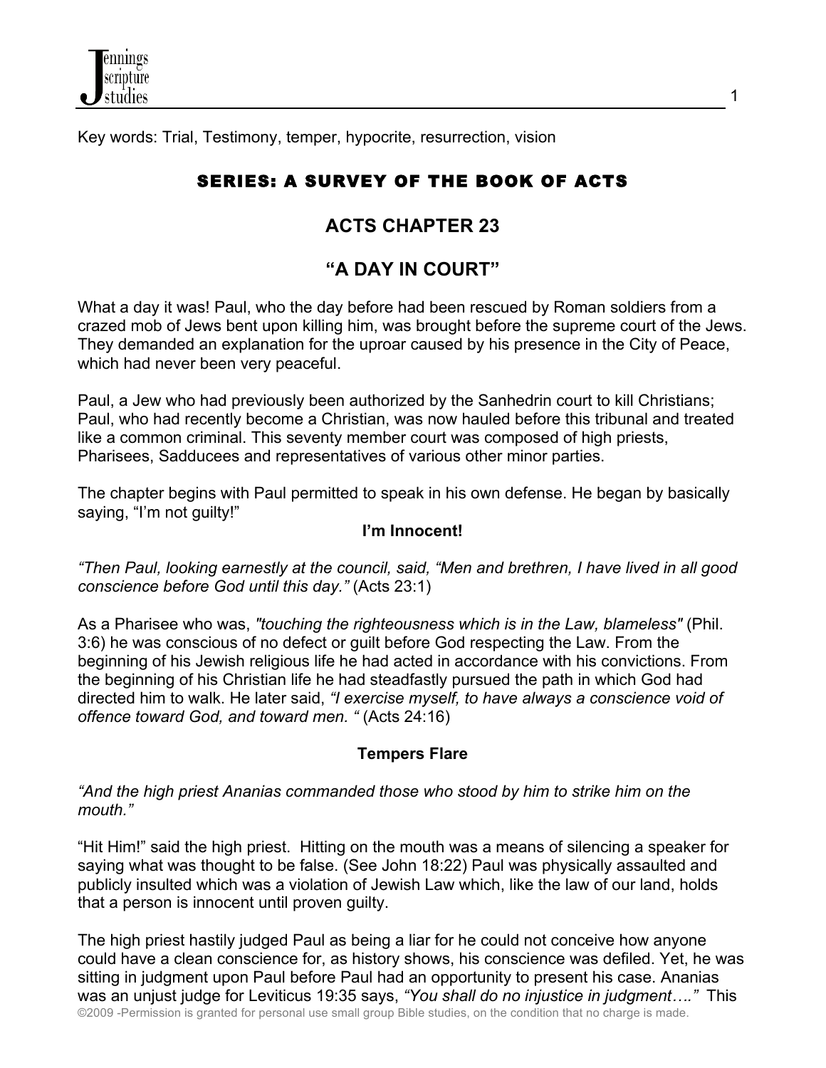Key words: Trial, Testimony, temper, hypocrite, resurrection, vision

## SERIES: A SURVEY OF THE BOOK OF ACTS

# ACTS CHAPTER 23

# "A DAY IN COURT"

What a day it was! Paul, who the day before had been rescued by Roman soldiers from a crazed mob of Jews bent upon killing him, was brought before the supreme court of the Jews. They demanded an explanation for the uproar caused by his presence in the City of Peace, which had never been very peaceful.

Paul, a Jew who had previously been authorized by the Sanhedrin court to kill Christians; Paul, who had recently become a Christian, was now hauled before this tribunal and treated like a common criminal. This seventy member court was composed of high priests, Pharisees, Sadducees and representatives of various other minor parties.

The chapter begins with Paul permitted to speak in his own defense. He began by basically saying, "I'm not guilty!"

### I'm Innocent!

*"Then Paul, looking earnestly at the council, said, "Men and brethren, I have lived in all good conscience before God until this day."* (Acts 23:1)

As a Pharisee who was, *"touching the righteousness which is in the Law, blameless"* (Phil. 3:6) he was conscious of no defect or guilt before God respecting the Law. From the beginning of his Jewish religious life he had acted in accordance with his convictions. From the beginning of his Christian life he had steadfastly pursued the path in which God had directed him to walk. He later said, *"I exercise myself, to have always a conscience void of offence toward God, and toward men. "* (Acts 24:16)

### Tempers Flare

*"And the high priest Ananias commanded those who stood by him to strike him on the mouth."*

"Hit Him!" said the high priest. Hitting on the mouth was a means of silencing a speaker for saying what was thought to be false. (See John 18:22) Paul was physically assaulted and publicly insulted which was a violation of Jewish Law which, like the law of our land, holds that a person is innocent until proven guilty.

The high priest hastily judged Paul as being a liar for he could not conceive how anyone could have a clean conscience for, as history shows, his conscience was defiled. Yet, he was sitting in judgment upon Paul before Paul had an opportunity to present his case. Ananias was an unjust judge for Leviticus 19:35 says, *"You shall do no injustice in judgment…."* This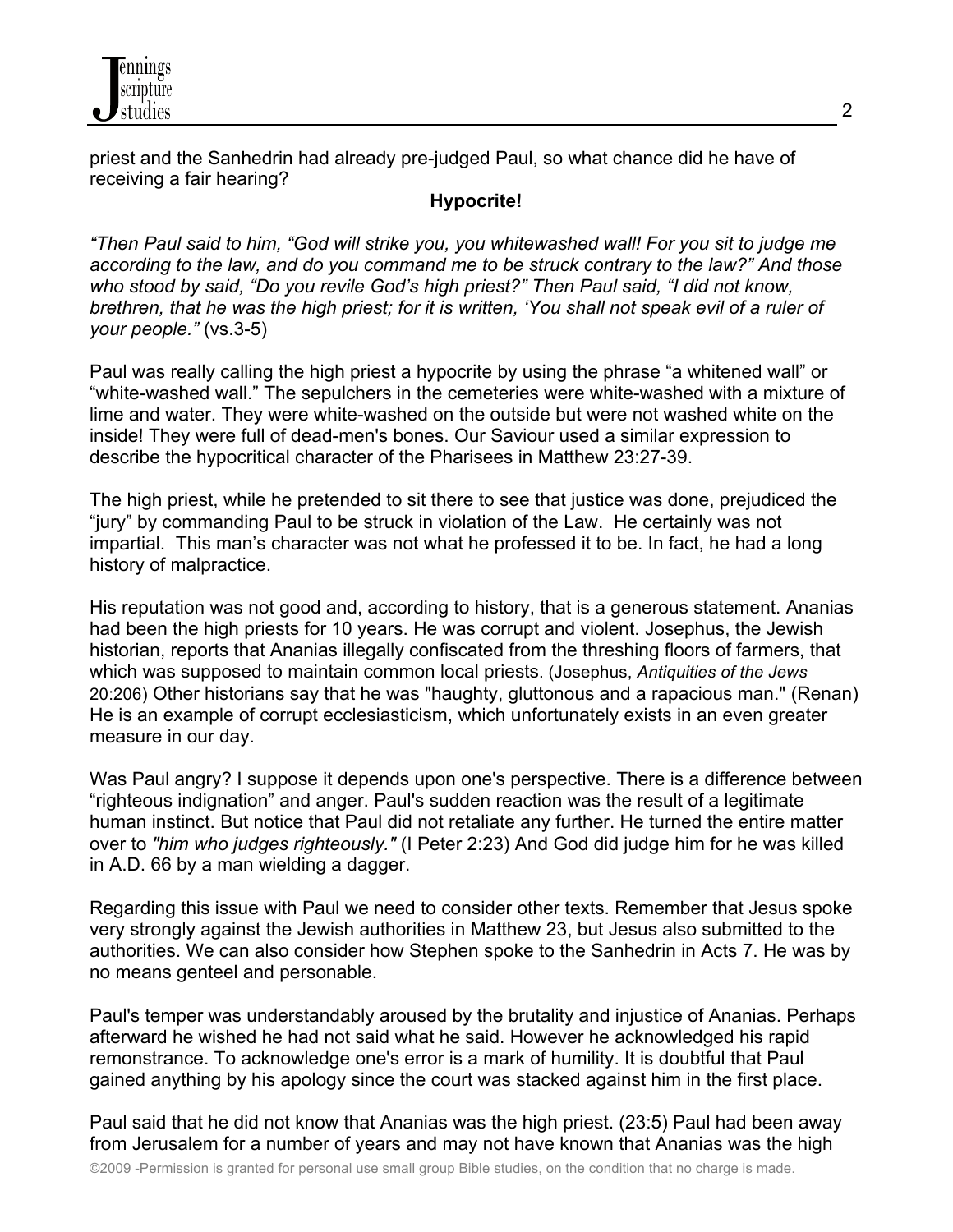priest and the Sanhedrin had already pre-judged Paul, so what chance did he have of receiving a fair hearing?

**Hypocrite!**

*"Then Paul said to him, "God will strike you, you whitewashed wall! For you sit to judge me according to the law, and do you command me to be struck contrary to the law?" And those who stood by said, "Do you revile God's high priest?" Then Paul said, "I did not know, brethren, that he was the high priest; for it is written, 'You shall not speak evil of a ruler of your people."* (vs.3-5)

Paul was really calling the high priest a hypocrite by using the phrase "a whitened wall" or "white-washed wall." The sepulchers in the cemeteries were white-washed with a mixture of lime and water. They were white-washed on the outside but were not washed white on the inside! They were full of dead-men's bones. Our Saviour used a similar expression to describe the hypocritical character of the Pharisees in Matthew 23:27-39.

The high priest, while he pretended to sit there to see that justice was done, prejudiced the "jury" by commanding Paul to be struck in violation of the Law. He certainly was not impartial. This man's character was not what he professed it to be. In fact, he had a long history of malpractice.

His reputation was not good and, according to history, that is a generous statement. Ananias had been the high priests for 10 years. He was corrupt and violent. Josephus, the Jewish historian, reports that Ananias illegally confiscated from the threshing floors of farmers, that which was supposed to maintain common local priests. (Josephus, *Antiquities of the Jews* 20:206) Other historians say that he was "haughty, gluttonous and a rapacious man." (Renan) He is an example of corrupt ecclesiasticism, which unfortunately exists in an even greater measure in our day.

Was Paul angry? I suppose it depends upon one's perspective. There is a difference between "righteous indignation" and anger. Paul's sudden reaction was the result of a legitimate human instinct. But notice that Paul did not retaliate any further. He turned the entire matter over to *"him who judges righteously."* (I Peter 2:23) And God did judge him for he was killed in A.D. 66 by a man wielding a dagger.

Regarding this issue with Paul we need to consider other texts. Remember that Jesus spoke very strongly against the Jewish authorities in Matthew 23, but Jesus also submitted to the authorities. We can also consider how Stephen spoke to the Sanhedrin in Acts 7. He was by no means genteel and personable.

Paul's temper was understandably aroused by the brutality and injustice of Ananias. Perhaps afterward he wished he had not said what he said. However he acknowledged his rapid remonstrance. To acknowledge one's error is a mark of humility. It is doubtful that Paul gained anything by his apology since the court was stacked against him in the first place.

Paul said that he did not know that Ananias was the high priest. (23:5) Paul had been away from Jerusalem for a number of years and may not have known that Ananias was the high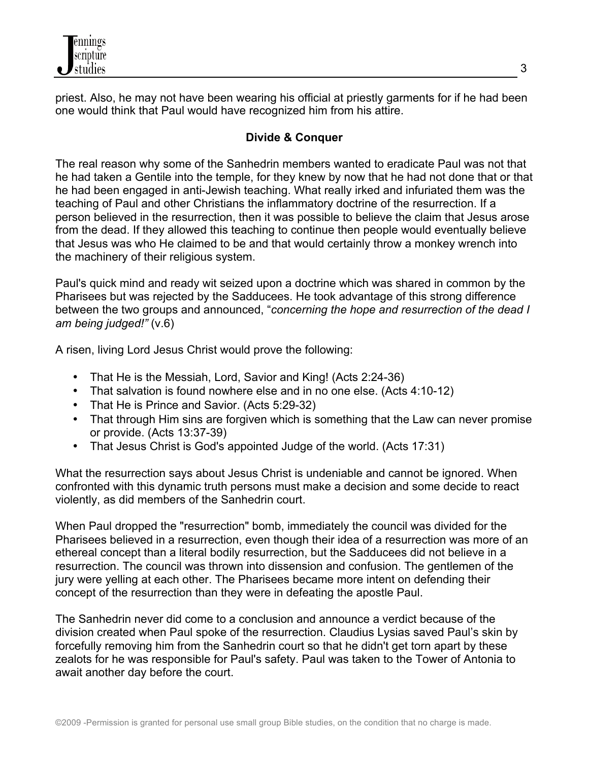priest. Also, he may not have been wearing his official at priestly garments for if he had been one would think that Paul would have recognized him from his attire.

### Divide & Conquer

The real reason why some of the Sanhedrin members wanted to eradicate Paul was not that he had taken a Gentile into the temple, for they knew by now that he had not done that or that he had been engaged in anti-Jewish teaching. What really irked and infuriated them was the teaching of Paul and other Christians the inflammatory doctrine of the resurrection. If a person believed in the resurrection, then it was possible to believe the claim that Jesus arose from the dead. If they allowed this teaching to continue then people would eventually believe that Jesus was who He claimed to be and that would certainly throw a monkey wrench into the machinery of their religious system.

Paul's quick mind and ready wit seized upon a doctrine which was shared in common by the Pharisees but was rejected by the Sadducees. He took advantage of this strong difference between the two groups and announced, "*concerning the hope and resurrection of the dead I am being judged!"* (v.6)

A risen, living Lord Jesus Christ would prove the following:

- That He is the Messiah, Lord, Savior and King! (Acts 2:24-36)
- That salvation is found nowhere else and in no one else. (Acts 4:10-12)
- That He is Prince and Savior. (Acts 5:29-32)
- That through Him sins are forgiven which is something that the Law can never promise or provide. (Acts 13:37-39)
- That Jesus Christ is God's appointed Judge of the world. (Acts 17:31)

What the resurrection says about Jesus Christ is undeniable and cannot be ignored. When confronted with this dynamic truth persons must make a decision and some decide to react violently, as did members of the Sanhedrin court.

When Paul dropped the "resurrection" bomb, immediately the council was divided for the Pharisees believed in a resurrection, even though their idea of a resurrection was more of an ethereal concept than a literal bodily resurrection, but the Sadducees did not believe in a resurrection. The council was thrown into dissension and confusion. The gentlemen of the jury were yelling at each other. The Pharisees became more intent on defending their concept of the resurrection than they were in defeating the apostle Paul.

The Sanhedrin never did come to a conclusion and announce a verdict because of the division created when Paul spoke of the resurrection. Claudius Lysias saved Paul's skin by forcefully removing him from the Sanhedrin court so that he didn't get torn apart by these zealots for he was responsible for Paul's safety. Paul was taken to the Tower of Antonia to await another day before the court.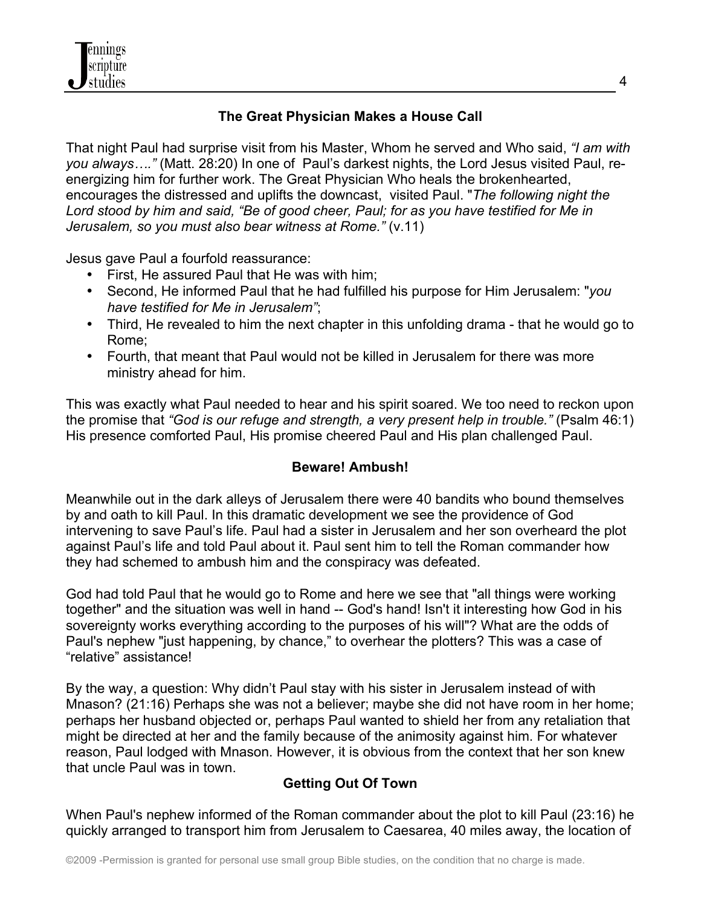### The Great Physician Makes a House Call

That night Paul had surprise visit from his Master, Whom he served and Who said, *"I am with you always…."* (Matt. 28:20) In one of Paul's darkest nights, the Lord Jesus visited Paul, re-energizing him for further work. The Great Physician Who heals the brokenhearted, encourages the distressed and uplifts the downcast, visited Paul. "*The following night the Lord stood by him and said, "Be of good cheer, Paul; for as you have testified for Me in Jerusalem, so you must also bear witness at Rome."* (v.11)

Jesus gave Paul a fourfold reassurance:

- First, He assured Paul that He was with him;
- Second, He informed Paul that he had fulfilled his purpose for Him Jerusalem: "*you have testified for Me in Jerusalem"*;
- Third, He revealed to him the next chapter in this unfolding drama - that he would go to Rome;
- Fourth, that meant that Paul would not be killed in Jerusalem for there was more ministry ahead for him.

This was exactly what Paul needed to hear and his spirit soared. We too need to reckon upon the promise that *"God is our refuge and strength, a very present help in trouble."* (Psalm 46:1) His presence comforted Paul, His promise cheered Paul and His plan challenged Paul.

### Beware! Ambush!

Meanwhile out in the dark alleys of Jerusalem there were 40 bandits who bound themselves by and oath to kill Paul. In this dramatic development we see the providence of God intervening to save Paul's life. Paul had a sister in Jerusalem and her son overheard the plot against Paul's life and told Paul about it. Paul sent him to tell the Roman commander how they had schemed to ambush him and the conspiracy was defeated.

God had told Paul that he would go to Rome and here we see that "all things were working together" and the situation was well in hand -- God's hand! Isn't it interesting how God in his sovereignty works everything according to the purposes of his will"? What are the odds of Paul's nephew "just happening, by chance," to overhear the plotters? This was a case of "relative" assistance!

By the way, a question: Why didn't Paul stay with his sister in Jerusalem instead of with Mnason? (21:16) Perhaps she was not a believer; maybe she did not have room in her home; perhaps her husband objected or, perhaps Paul wanted to shield her from any retaliation that might be directed at her and the family because of the animosity against him. For whatever reason, Paul lodged with Mnason. However, it is obvious from the context that her son knew that uncle Paul was in town.

### Getting Out Of Town

When Paul's nephew informed of the Roman commander about the plot to kill Paul (23:16) he quickly arranged to transport him from Jerusalem to Caesarea, 40 miles away, the location of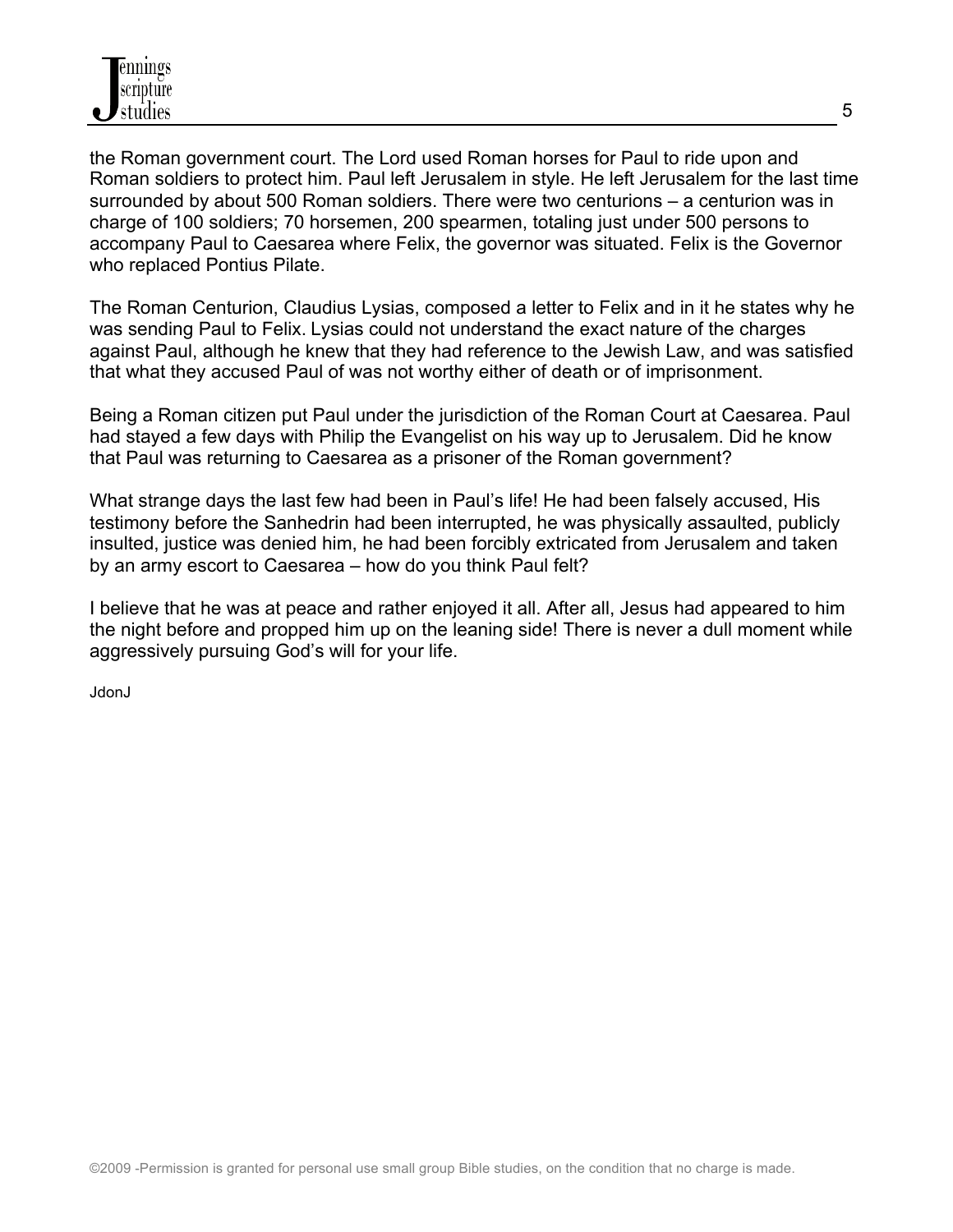the Roman government court. The Lord used Roman horses for Paul to ride upon and Roman soldiers to protect him. Paul left Jerusalem in style. He left Jerusalem for the last time surrounded by about 500 Roman soldiers. There were two centurions – a centurion was in charge of 100 soldiers; 70 horsemen, 200 spearmen, totaling just under 500 persons to accompany Paul to Caesarea where Felix, the governor was situated. Felix is the Governor who replaced Pontius Pilate.

The Roman Centurion, Claudius Lysias, composed a letter to Felix and in it he states why he was sending Paul to Felix. Lysias could not understand the exact nature of the charges against Paul, although he knew that they had reference to the Jewish Law, and was satisfied that what they accused Paul of was not worthy either of death or of imprisonment.

Being a Roman citizen put Paul under the jurisdiction of the Roman Court at Caesarea. Paul had stayed a few days with Philip the Evangelist on his way up to Jerusalem. Did he know that Paul was returning to Caesarea as a prisoner of the Roman government?

What strange days the last few had been in Paul's life! He had been falsely accused, His testimony before the Sanhedrin had been interrupted, he was physically assaulted, publicly insulted, justice was denied him, he had been forcibly extricated from Jerusalem and taken by an army escort to Caesarea – how do you think Paul felt?

I believe that he was at peace and rather enjoyed it all. After all, Jesus had appeared to him the night before and propped him up on the leaning side! There is never a dull moment while aggressively pursuing God's will for your life.

JdonJ

©2009 -Permission is granted for personal use small group Bible studies, on the condition that no charge is made.